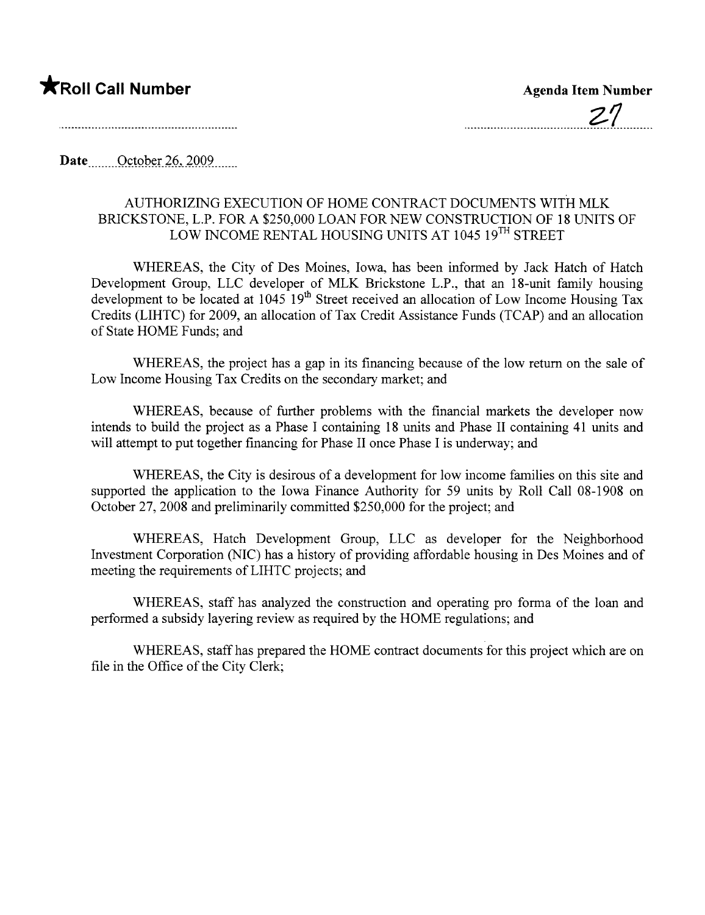**★Roll Call Number**

**Agenda Item Number**

27

**Date** October 26, 2009

AUTHORIZING EXECUTION OF HOME CONTRACT DOCUMENTS WITH MLK BRICKSTONE, L.P. FOR A $250,000 LOAN FOR NEW CONSTRUCTION OF 18 UNITS OF LOW INCOME RENTAL HOUSING UNITS AT 1045 19<sup>TH</sup> STREET

WHEREAS, the City of Des Moines, Iowa, has been informed by Jack Hatch of Hatch Development Group, LLC developer of MLK Brickstone L.P., that an 18-unit family housing development to be located at 1045 19th Street received an allocation of Low Income Housing Tax Credits (LIHTC) for 2009, an allocation of Tax Credit Assistance Funds (TCAP) and an allocation of State HOME Funds; and

WHEREAS, the project has a gap in its financing because of the low return on the sale of Low Income Housing Tax Credits on the secondary market; and

WHEREAS, because of further problems with the financial markets the developer now intends to build the project as a Phase I containing 18 units and Phase II containing 41 units and will attempt to put together financing for Phase II once Phase I is underway; and

WHEREAS, the City is desirous of a development for low income families on this site and supported the application to the Iowa Finance Authority for 59 units by Roll Call 08-1908 on October 27, 2008 and preliminarily committed $250,000 for the project; and

WHEREAS, Hatch Development Group, LLC as developer for the Neighborhood Investment Corporation (NIC) has a history of providing affordable housing in Des Moines and of meeting the requirements of LIHTC projects; and

WHEREAS, staff has analyzed the construction and operating pro forma of the loan and performed a subsidy layering review as required by the HOME regulations; and

WHEREAS, staff has prepared the HOME contract documents for this project which are on file in the Office of the City Clerk;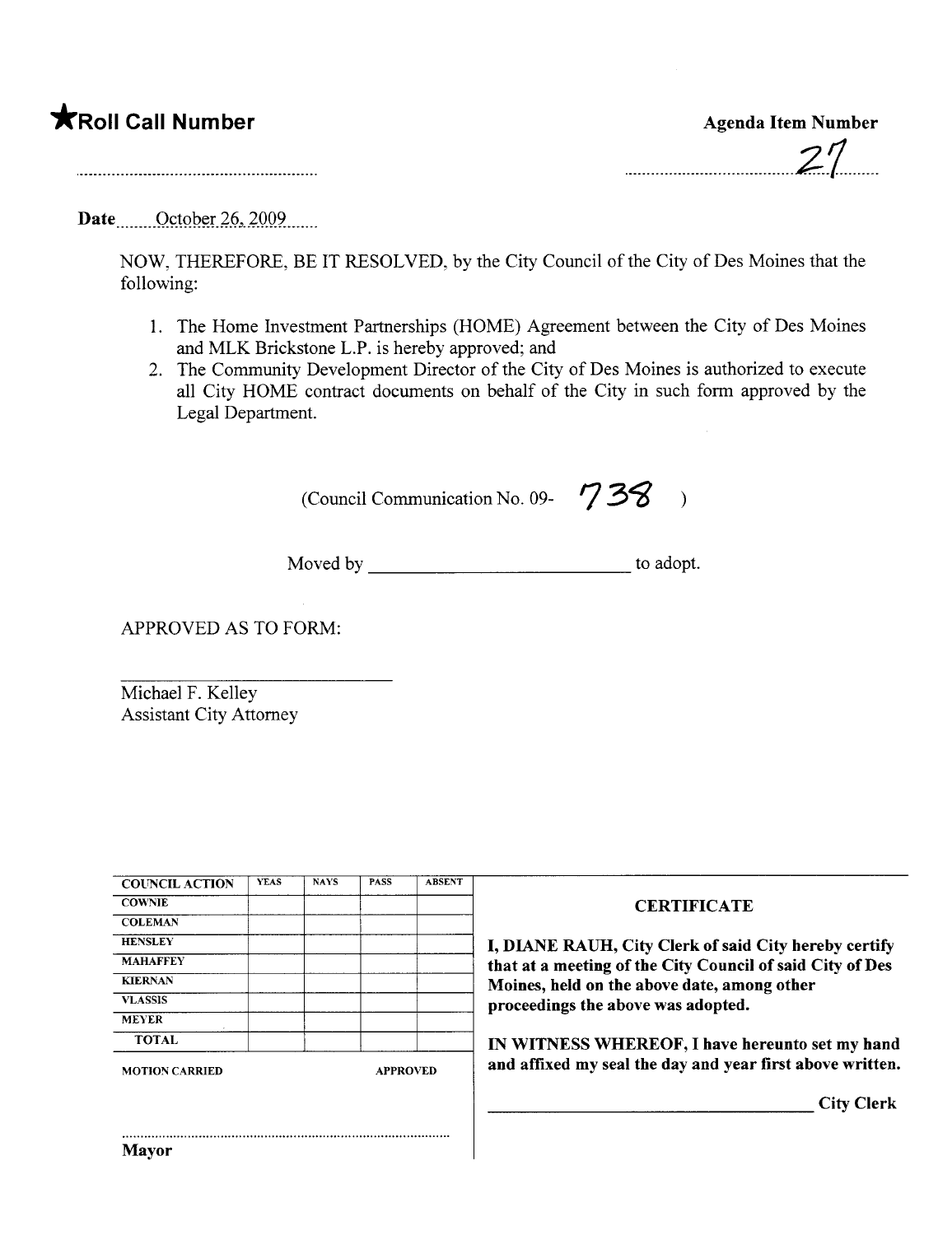★**Roll Call Number**

**Agenda Item Number**

27

**Date** October 26, 2009

NOW, THEREFORE, BE IT RESOLVED, by the City Council of the City of Des Moines that the following:

1. The Home Investment Partnerships (HOME) Agreement between the City of Des Moines and MLK Brickstone L.P. is hereby approved; and
2. The Community Development Director of the City of Des Moines is authorized to execute all City HOME contract documents on behalf of the City in such form approved by the Legal Department.

(Council Communication No. 09- 738 )

Moved by ____________________________ to adopt.

APPROVED AS TO FORM:

______________________________

Michael F. Kelley
Assistant City Attorney

| COUNCIL ACTION | YEAS | NAYS | PASS | ABSENT |
|---|---|---|---|---|
| COWNIE | | | | |
| COLEMAN | | | | |
| HENSLEY | | | | |
| MAHAFFEY | | | | |
| KIERNAN | | | | |
| VLASSIS | | | | |
| MEYER | | | | |
| TOTAL | | | | |

MOTION CARRIED APPROVED

..........................................................................................

**Mayor**

**CERTIFICATE**

**I, DIANE RAUH, City Clerk of said City hereby certify that at a meeting of the City Council of said City of Des Moines, held on the above date, among other proceedings the above was adopted.**

**IN WITNESS WHEREOF, I have hereunto set my hand and affixed my seal the day and year first above written.**

______________________________ **City Clerk**